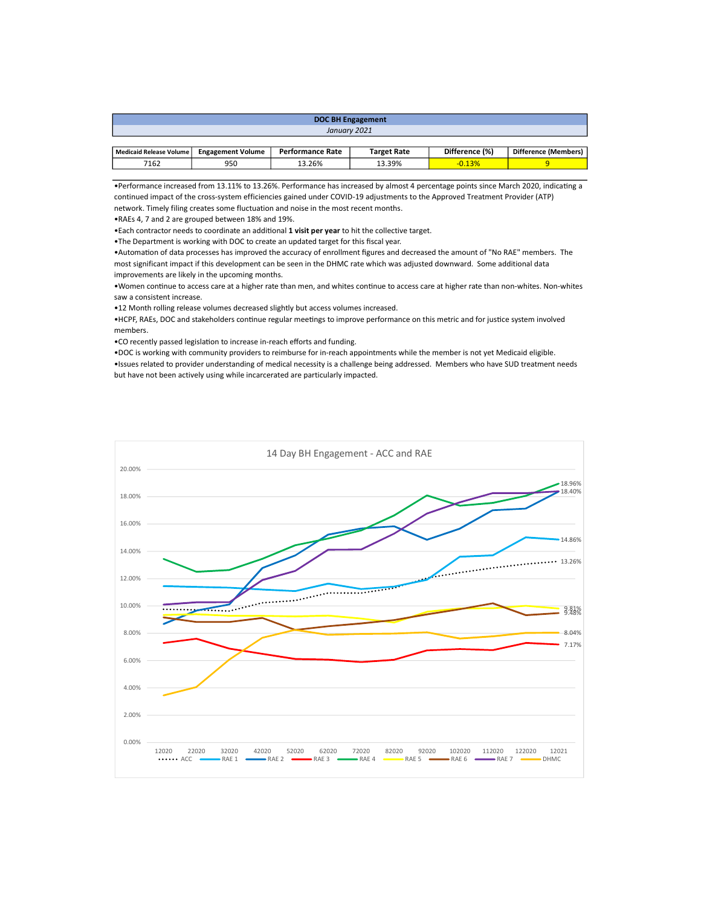## DOC BH Engagement

*January 2021*

| Medicaid Release Volume | Engagement Volume | Performance Rate | Target Rate | Difference (%) | Difference (Members) |
|---|---|---|---|---|---|
| 7162 | 950 | 13.26% | 13.39% | -0.13% | 9 |

- Performance increased from 13.11% to 13.26%. Performance has increased by almost 4 percentage points since March 2020, indicating a continued impact of the cross-system efficiencies gained under COVID-19 adjustments to the Approved Treatment Provider (ATP) network. Timely filing creates some fluctuation and noise in the most recent months.
- RAEs 4, 7 and 2 are grouped between 18% and 19%.
- Each contractor needs to coordinate an additional **1 visit per year** to hit the collective target.
- The Department is working with DOC to create an updated target for this fiscal year.
- Automation of data processes has improved the accuracy of enrollment figures and decreased the amount of "No RAE" members. The most significant impact if this development can be seen in the DHMC rate which was adjusted downward. Some additional data improvements are likely in the upcoming months.
- Women continue to access care at a higher rate than men, and whites continue to access care at higher rate than non-whites. Non-whites saw a consistent increase.
- 12 Month rolling release volumes decreased slightly but access volumes increased.
- HCPF, RAEs, DOC and stakeholders continue regular meetings to improve performance on this metric and for justice system involved members.
- CO recently passed legislation to increase in-reach efforts and funding.
- DOC is working with community providers to reimburse for in-reach appointments while the member is not yet Medicaid eligible.
- Issues related to provider understanding of medical necessity is a challenge being addressed. Members who have SUD treatment needs but have not been actively using while incarcerated are particularly impacted.

14 Day BH Engagement - ACC and RAE

20.00%
18.00%
16.00%
14.00%
12.00%
10.00%
8.00%
6.00%
4.00%
2.00%
0.00%

12020 22020 32020 42020 52020 62020 72020 82020 92020 102020 112020 122020 12021

18.96%
18.40%
14.86%
13.26%
9.81%
9.48%
8.04%
7.17%

ACC RAE 1 RAE 2 RAE 3 RAE 4 RAE 5 RAE 6 RAE 7 DHMC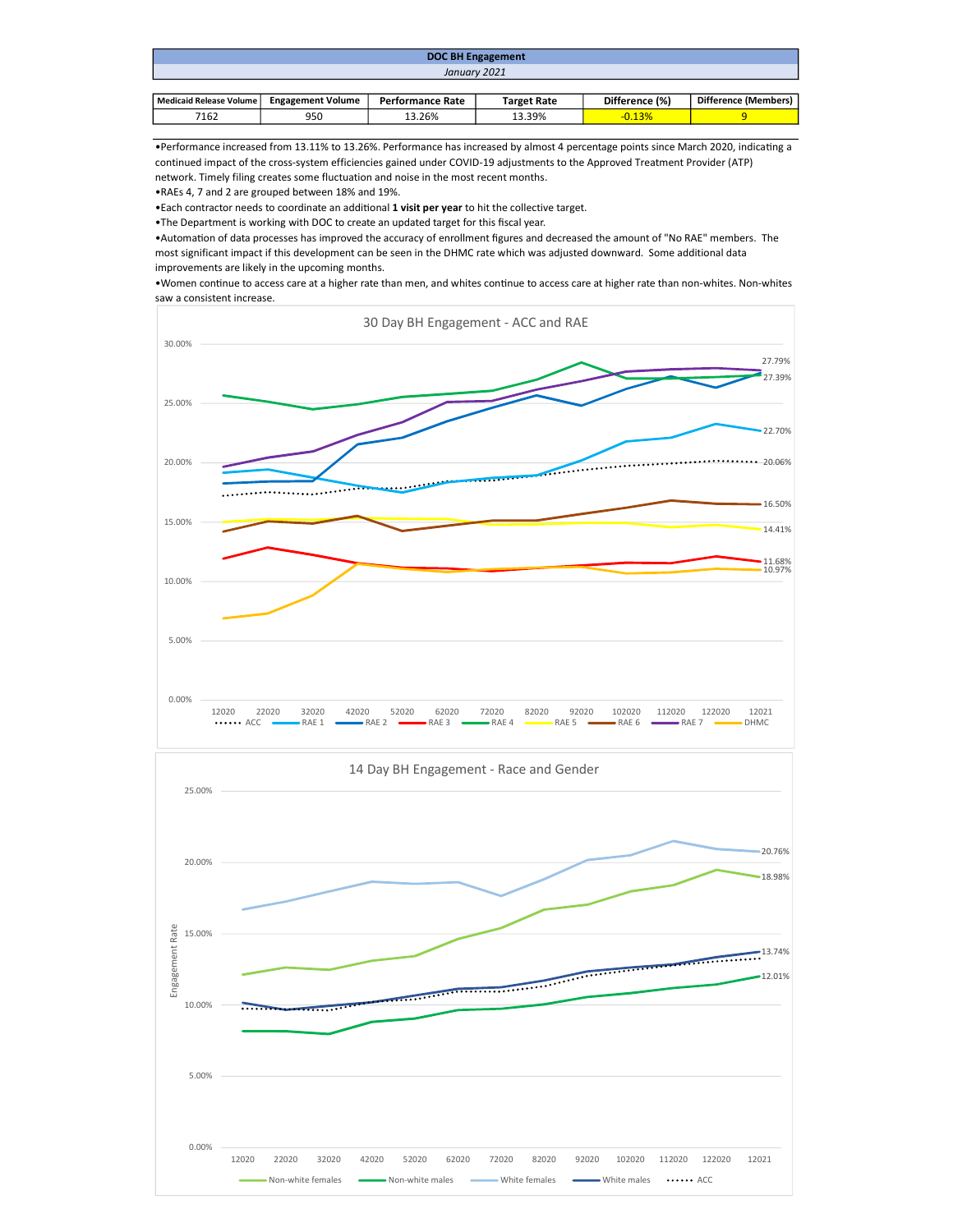| DOC BH Engagement | | | | | |
|---|---|---|---|---|---|
| *January 2021* | | | | | |

| Medicaid Release Volume | Engagement Volume | Performance Rate | Target Rate | Difference (%) | Difference (Members) |
|---|---|---|---|---|---|
| 7162 | 950 | 13.26% | 13.39% | -0.13% | 9 |

- Performance increased from 13.11% to 13.26%. Performance has increased by almost 4 percentage points since March 2020, indicating a continued impact of the cross-system efficiencies gained under COVID-19 adjustments to the Approved Treatment Provider (ATP) network. Timely filing creates some fluctuation and noise in the most recent months.
- RAEs 4, 7 and 2 are grouped between 18% and 19%.
- Each contractor needs to coordinate an additional **1 visit per year** to hit the collective target.
- The Department is working with DOC to create an updated target for this fiscal year.
- Automation of data processes has improved the accuracy of enrollment figures and decreased the amount of "No RAE" members. The most significant impact if this development can be seen in the DHMC rate which was adjusted downward. Some additional data improvements are likely in the upcoming months.
- Women continue to access care at a higher rate than men, and whites continue to access care at higher rate than non-whites. Non-whites saw a consistent increase.

30 Day BH Engagement - ACC and RAE

30.00%
25.00%
20.00%
15.00%
10.00%
5.00%
0.00%

12020 22020 32020 42020 52020 62020 72020 82020 92020 102020 112020 122020 12021

27.79%
27.39%
22.70%
20.06%
16.50%
14.41%
11.68%
10.97%

ACC, RAE 1, RAE 2, RAE 3, RAE 4, RAE 5, RAE 6, RAE 7, DHMC

14 Day BH Engagement - Race and Gender

Engagement Rate

25.00%
20.00%
15.00%
10.00%
5.00%
0.00%

12020 22020 32020 42020 52020 62020 72020 82020 92020 102020 112020 122020 12021

20.76%
18.98%
13.74%
12.01%

Non-white females, Non-white males, White females, White males, ACC